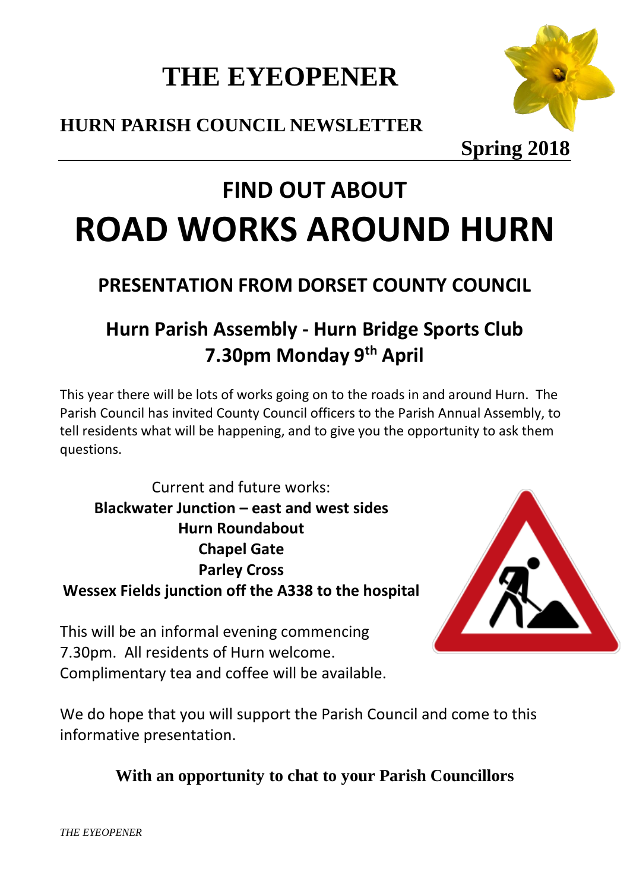# THE EYEOPENER

## HURN PARISH COUNCIL NEWSLETTER

**Spring 2018**

## FIND OUT ABOUT

# ROAD WORKS AROUND HURN

## PRESENTATION FROM DORSET COUNTY COUNCIL

### Hurn Parish Assembly - Hurn Bridge Sports Club
### 7.30pm Monday 9th April

This year there will be lots of works going on to the roads in and around Hurn. The Parish Council has invited County Council officers to the Parish Annual Assembly, to tell residents what will be happening, and to give you the opportunity to ask them questions.

Current and future works:

**Blackwater Junction – east and west sides**
**Hurn Roundabout**
**Chapel Gate**
**Parley Cross**
**Wessex Fields junction off the A338 to the hospital**

This will be an informal evening commencing 7.30pm. All residents of Hurn welcome. Complimentary tea and coffee will be available.

We do hope that you will support the Parish Council and come to this informative presentation.

**With an opportunity to chat to your Parish Councillors**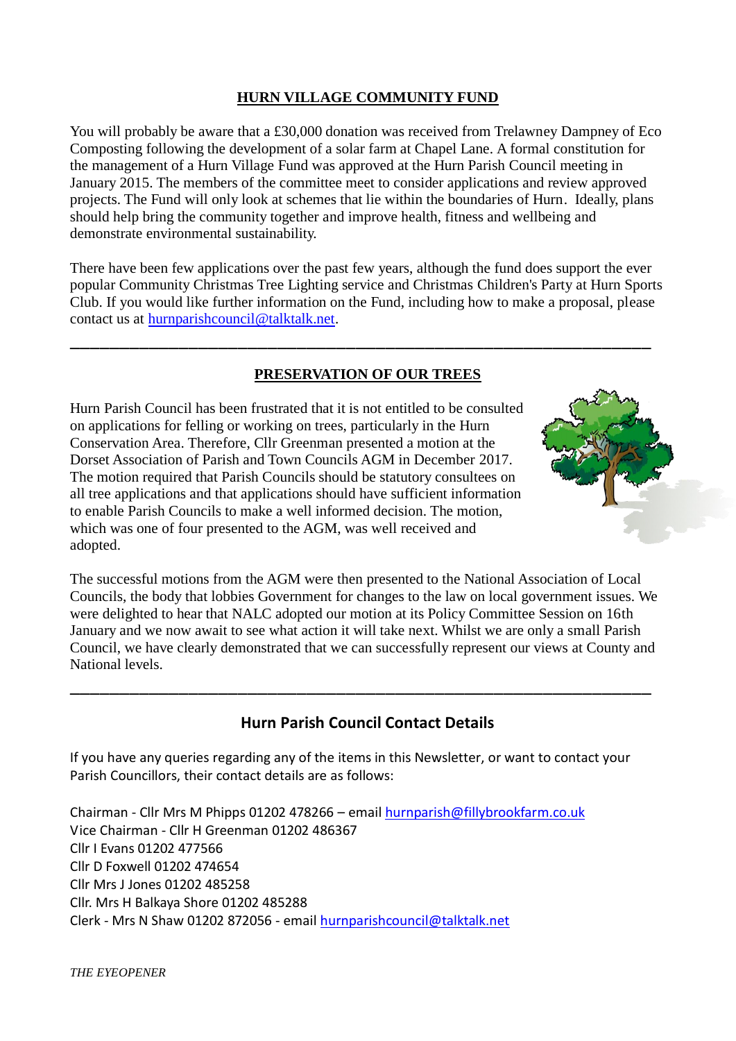## HURN VILLAGE COMMUNITY FUND

You will probably be aware that a £30,000 donation was received from Trelawney Dampney of Eco Composting following the development of a solar farm at Chapel Lane. A formal constitution for the management of a Hurn Village Fund was approved at the Hurn Parish Council meeting in January 2015. The members of the committee meet to consider applications and review approved projects. The Fund will only look at schemes that lie within the boundaries of Hurn. Ideally, plans should help bring the community together and improve health, fitness and wellbeing and demonstrate environmental sustainability.

There have been few applications over the past few years, although the fund does support the ever popular Community Christmas Tree Lighting service and Christmas Children's Party at Hurn Sports Club. If you would like further information on the Fund, including how to make a proposal, please contact us at hurnparishcouncil@talktalk.net.

---

## PRESERVATION OF OUR TREES

Hurn Parish Council has been frustrated that it is not entitled to be consulted on applications for felling or working on trees, particularly in the Hurn Conservation Area. Therefore, Cllr Greenman presented a motion at the Dorset Association of Parish and Town Councils AGM in December 2017. The motion required that Parish Councils should be statutory consultees on all tree applications and that applications should have sufficient information to enable Parish Councils to make a well informed decision. The motion, which was one of four presented to the AGM, was well received and adopted.

The successful motions from the AGM were then presented to the National Association of Local Councils, the body that lobbies Government for changes to the law on local government issues. We were delighted to hear that NALC adopted our motion at its Policy Committee Session on 16th January and we now await to see what action it will take next. Whilst we are only a small Parish Council, we have clearly demonstrated that we can successfully represent our views at County and National levels.

---

## Hurn Parish Council Contact Details

If you have any queries regarding any of the items in this Newsletter, or want to contact your Parish Councillors, their contact details are as follows:

Chairman - Cllr Mrs M Phipps 01202 478266 – email hurnparish@fillybrookfarm.co.uk
Vice Chairman - Cllr H Greenman 01202 486367
Cllr I Evans 01202 477566
Cllr D Foxwell 01202 474654
Cllr Mrs J Jones 01202 485258
Cllr. Mrs H Balkaya Shore 01202 485288
Clerk - Mrs N Shaw 01202 872056 - email hurnparishcouncil@talktalk.net